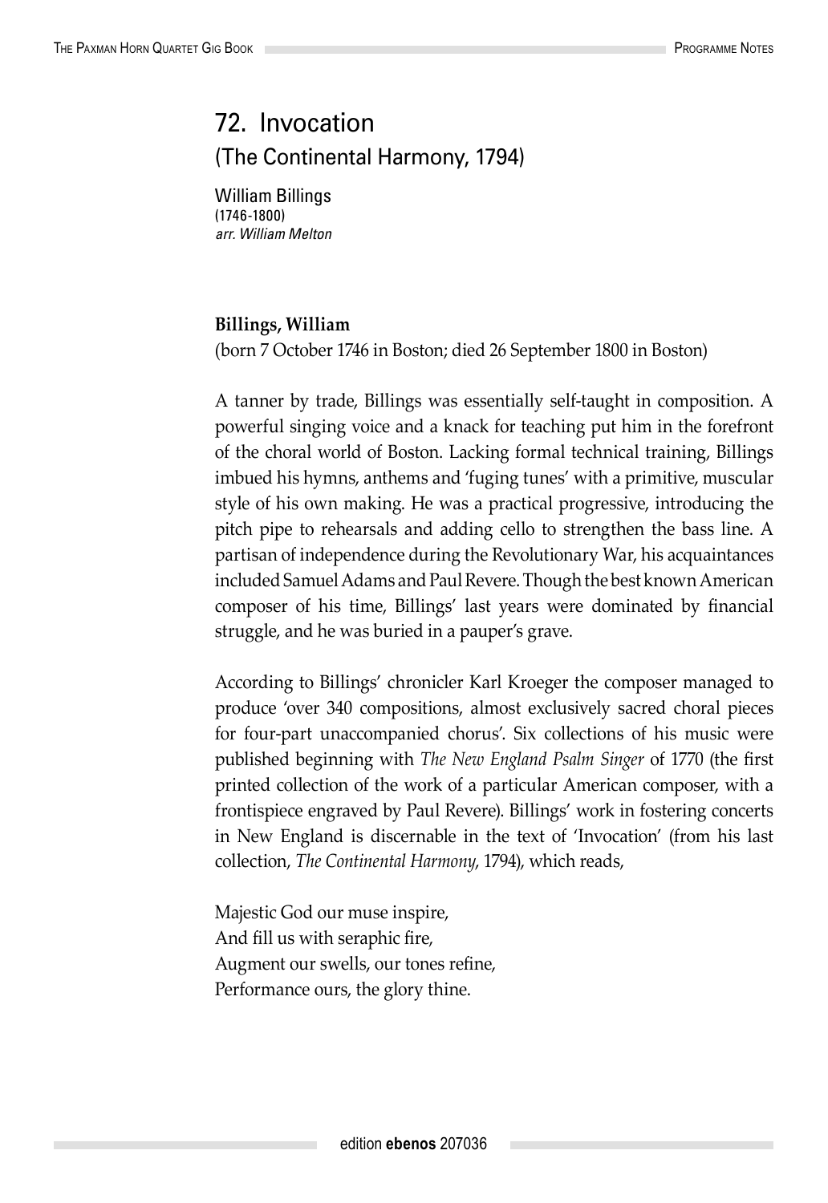# 72. Invocation

## (The Continental Harmony, 1794)

William Billings
(1746-1800)
*arr. William Melton*

**Billings, William**
(born 7 October 1746 in Boston; died 26 September 1800 in Boston)

A tanner by trade, Billings was essentially self-taught in composition. A powerful singing voice and a knack for teaching put him in the forefront of the choral world of Boston. Lacking formal technical training, Billings imbued his hymns, anthems and 'fuging tunes' with a primitive, muscular style of his own making. He was a practical progressive, introducing the pitch pipe to rehearsals and adding cello to strengthen the bass line. A partisan of independence during the Revolutionary War, his acquaintances included Samuel Adams and Paul Revere. Though the best known American composer of his time, Billings' last years were dominated by financial struggle, and he was buried in a pauper's grave.

According to Billings' chronicler Karl Kroeger the composer managed to produce 'over 340 compositions, almost exclusively sacred choral pieces for four-part unaccompanied chorus'. Six collections of his music were published beginning with *The New England Psalm Singer* of 1770 (the first printed collection of the work of a particular American composer, with a frontispiece engraved by Paul Revere). Billings' work in fostering concerts in New England is discernable in the text of 'Invocation' (from his last collection, *The Continental Harmony*, 1794), which reads,

Majestic God our muse inspire,
And fill us with seraphic fire,
Augment our swells, our tones refine,
Performance ours, the glory thine.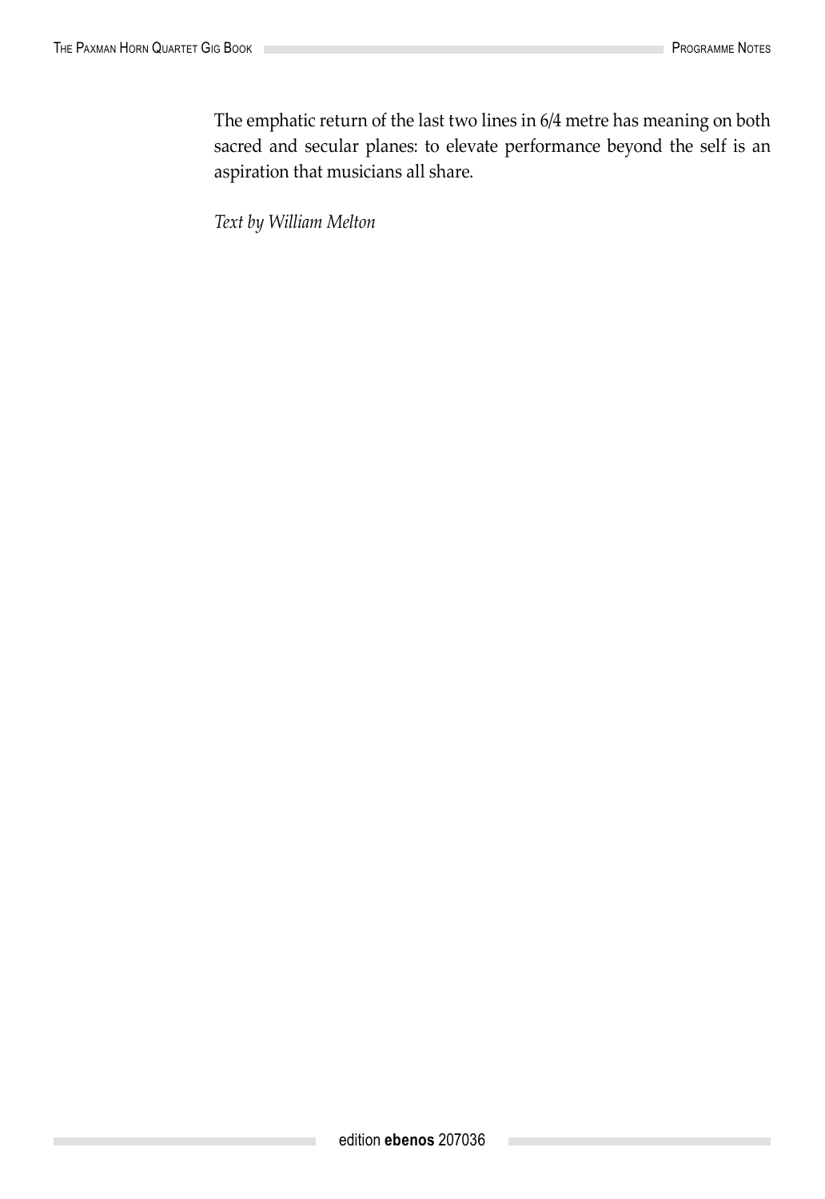The emphatic return of the last two lines in 6/4 metre has meaning on both sacred and secular planes: to elevate performance beyond the self is an aspiration that musicians all share.

*Text by William Melton*